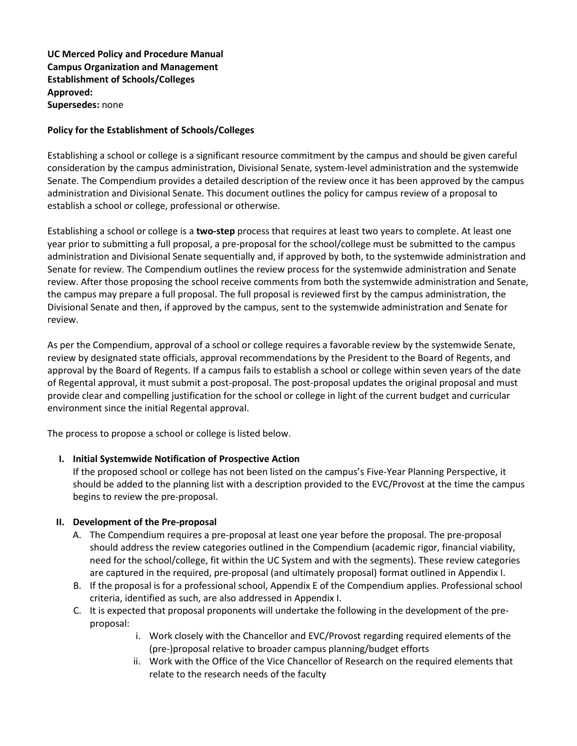**UC Merced Policy and Procedure Manual**
**Campus Organization and Management**
**Establishment of Schools/Colleges**
**Approved:**
**Supersedes:** none

## Policy for the Establishment of Schools/Colleges

Establishing a school or college is a significant resource commitment by the campus and should be given careful consideration by the campus administration, Divisional Senate, system-level administration and the systemwide Senate. The Compendium provides a detailed description of the review once it has been approved by the campus administration and Divisional Senate. This document outlines the policy for campus review of a proposal to establish a school or college, professional or otherwise.

Establishing a school or college is a **two-step** process that requires at least two years to complete. At least one year prior to submitting a full proposal, a pre-proposal for the school/college must be submitted to the campus administration and Divisional Senate sequentially and, if approved by both, to the systemwide administration and Senate for review. The Compendium outlines the review process for the systemwide administration and Senate review. After those proposing the school receive comments from both the systemwide administration and Senate, the campus may prepare a full proposal. The full proposal is reviewed first by the campus administration, the Divisional Senate and then, if approved by the campus, sent to the systemwide administration and Senate for review.

As per the Compendium, approval of a school or college requires a favorable review by the systemwide Senate, review by designated state officials, approval recommendations by the President to the Board of Regents, and approval by the Board of Regents. If a campus fails to establish a school or college within seven years of the date of Regental approval, it must submit a post-proposal. The post-proposal updates the original proposal and must provide clear and compelling justification for the school or college in light of the current budget and curricular environment since the initial Regental approval.

The process to propose a school or college is listed below.

### I. Initial Systemwide Notification of Prospective Action

If the proposed school or college has not been listed on the campus's Five-Year Planning Perspective, it should be added to the planning list with a description provided to the EVC/Provost at the time the campus begins to review the pre-proposal.

### II. Development of the Pre-proposal

A. The Compendium requires a pre-proposal at least one year before the proposal. The pre-proposal should address the review categories outlined in the Compendium (academic rigor, financial viability, need for the school/college, fit within the UC System and with the segments). These review categories are captured in the required, pre-proposal (and ultimately proposal) format outlined in Appendix I.

B. If the proposal is for a professional school, Appendix E of the Compendium applies. Professional school criteria, identified as such, are also addressed in Appendix I.

C. It is expected that proposal proponents will undertake the following in the development of the pre-proposal:

   i. Work closely with the Chancellor and EVC/Provost regarding required elements of the (pre-)proposal relative to broader campus planning/budget efforts

   ii. Work with the Office of the Vice Chancellor of Research on the required elements that relate to the research needs of the faculty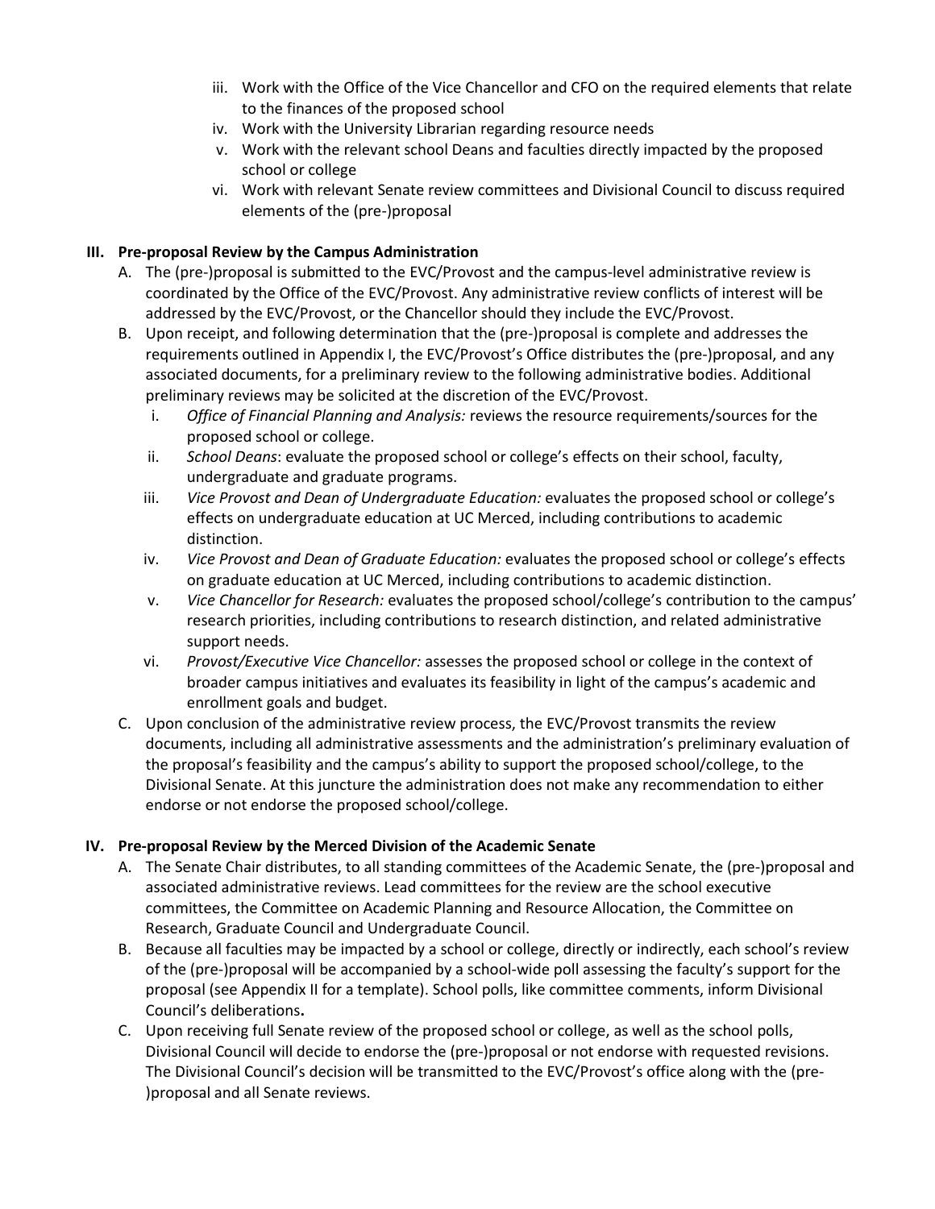iii. Work with the Office of the Vice Chancellor and CFO on the required elements that relate to the finances of the proposed school
   iv. Work with the University Librarian regarding resource needs
   v. Work with the relevant school Deans and faculties directly impacted by the proposed school or college
   vi. Work with relevant Senate review committees and Divisional Council to discuss required elements of the (pre-)proposal

## III. Pre-proposal Review by the Campus Administration

A. The (pre-)proposal is submitted to the EVC/Provost and the campus-level administrative review is coordinated by the Office of the EVC/Provost. Any administrative review conflicts of interest will be addressed by the EVC/Provost, or the Chancellor should they include the EVC/Provost.

B. Upon receipt, and following determination that the (pre-)proposal is complete and addresses the requirements outlined in Appendix I, the EVC/Provost's Office distributes the (pre-)proposal, and any associated documents, for a preliminary review to the following administrative bodies. Additional preliminary reviews may be solicited at the discretion of the EVC/Provost.

   i. *Office of Financial Planning and Analysis:* reviews the resource requirements/sources for the proposed school or college.
   ii. *School Deans*: evaluate the proposed school or college's effects on their school, faculty, undergraduate and graduate programs.
   iii. *Vice Provost and Dean of Undergraduate Education:* evaluates the proposed school or college's effects on undergraduate education at UC Merced, including contributions to academic distinction.
   iv. *Vice Provost and Dean of Graduate Education:* evaluates the proposed school or college's effects on graduate education at UC Merced, including contributions to academic distinction.
   v. *Vice Chancellor for Research:* evaluates the proposed school/college's contribution to the campus' research priorities, including contributions to research distinction, and related administrative support needs.
   vi. *Provost/Executive Vice Chancellor:* assesses the proposed school or college in the context of broader campus initiatives and evaluates its feasibility in light of the campus's academic and enrollment goals and budget.

C. Upon conclusion of the administrative review process, the EVC/Provost transmits the review documents, including all administrative assessments and the administration's preliminary evaluation of the proposal's feasibility and the campus's ability to support the proposed school/college, to the Divisional Senate. At this juncture the administration does not make any recommendation to either endorse or not endorse the proposed school/college.

## IV. Pre-proposal Review by the Merced Division of the Academic Senate

A. The Senate Chair distributes, to all standing committees of the Academic Senate, the (pre-)proposal and associated administrative reviews. Lead committees for the review are the school executive committees, the Committee on Academic Planning and Resource Allocation, the Committee on Research, Graduate Council and Undergraduate Council.

B. Because all faculties may be impacted by a school or college, directly or indirectly, each school's review of the (pre-)proposal will be accompanied by a school-wide poll assessing the faculty's support for the proposal (see Appendix II for a template). School polls, like committee comments, inform Divisional Council's deliberations**.**

C. Upon receiving full Senate review of the proposed school or college, as well as the school polls, Divisional Council will decide to endorse the (pre-)proposal or not endorse with requested revisions. The Divisional Council's decision will be transmitted to the EVC/Provost's office along with the (pre-)proposal and all Senate reviews.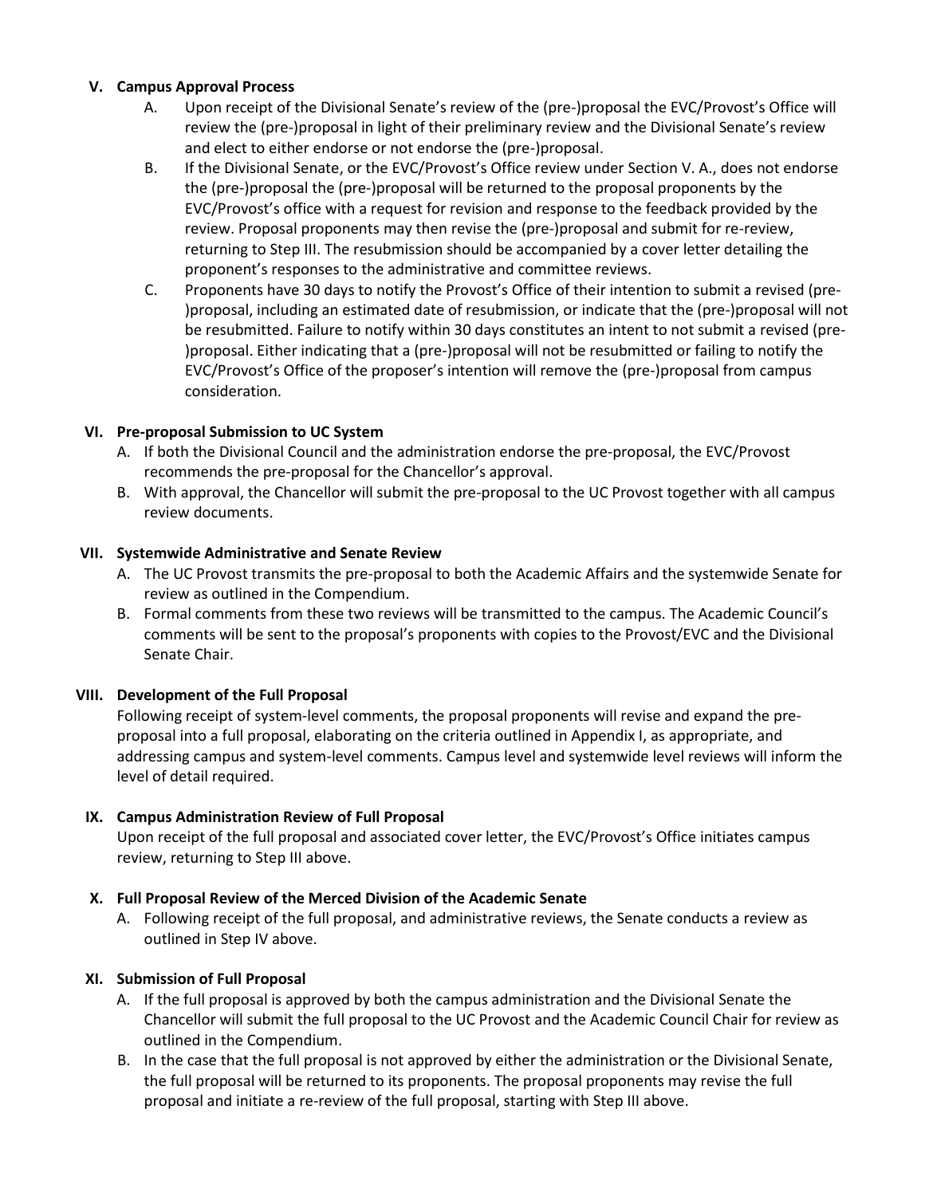## V. Campus Approval Process

A. Upon receipt of the Divisional Senate's review of the (pre-)proposal the EVC/Provost's Office will review the (pre-)proposal in light of their preliminary review and the Divisional Senate's review and elect to either endorse or not endorse the (pre-)proposal.

B. If the Divisional Senate, or the EVC/Provost's Office review under Section V. A., does not endorse the (pre-)proposal the (pre-)proposal will be returned to the proposal proponents by the EVC/Provost's office with a request for revision and response to the feedback provided by the review. Proposal proponents may then revise the (pre-)proposal and submit for re-review, returning to Step III. The resubmission should be accompanied by a cover letter detailing the proponent's responses to the administrative and committee reviews.

C. Proponents have 30 days to notify the Provost's Office of their intention to submit a revised (pre-)proposal, including an estimated date of resubmission, or indicate that the (pre-)proposal will not be resubmitted. Failure to notify within 30 days constitutes an intent to not submit a revised (pre-)proposal. Either indicating that a (pre-)proposal will not be resubmitted or failing to notify the EVC/Provost's Office of the proposer's intention will remove the (pre-)proposal from campus consideration.

## VI. Pre-proposal Submission to UC System

A. If both the Divisional Council and the administration endorse the pre-proposal, the EVC/Provost recommends the pre-proposal for the Chancellor's approval.

B. With approval, the Chancellor will submit the pre-proposal to the UC Provost together with all campus review documents.

## VII. Systemwide Administrative and Senate Review

A. The UC Provost transmits the pre-proposal to both the Academic Affairs and the systemwide Senate for review as outlined in the Compendium.

B. Formal comments from these two reviews will be transmitted to the campus. The Academic Council's comments will be sent to the proposal's proponents with copies to the Provost/EVC and the Divisional Senate Chair.

## VIII. Development of the Full Proposal

Following receipt of system-level comments, the proposal proponents will revise and expand the pre-proposal into a full proposal, elaborating on the criteria outlined in Appendix I, as appropriate, and addressing campus and system-level comments. Campus level and systemwide level reviews will inform the level of detail required.

## IX. Campus Administration Review of Full Proposal

Upon receipt of the full proposal and associated cover letter, the EVC/Provost's Office initiates campus review, returning to Step III above.

## X. Full Proposal Review of the Merced Division of the Academic Senate

A. Following receipt of the full proposal, and administrative reviews, the Senate conducts a review as outlined in Step IV above.

## XI. Submission of Full Proposal

A. If the full proposal is approved by both the campus administration and the Divisional Senate the Chancellor will submit the full proposal to the UC Provost and the Academic Council Chair for review as outlined in the Compendium.

B. In the case that the full proposal is not approved by either the administration or the Divisional Senate, the full proposal will be returned to its proponents. The proposal proponents may revise the full proposal and initiate a re-review of the full proposal, starting with Step III above.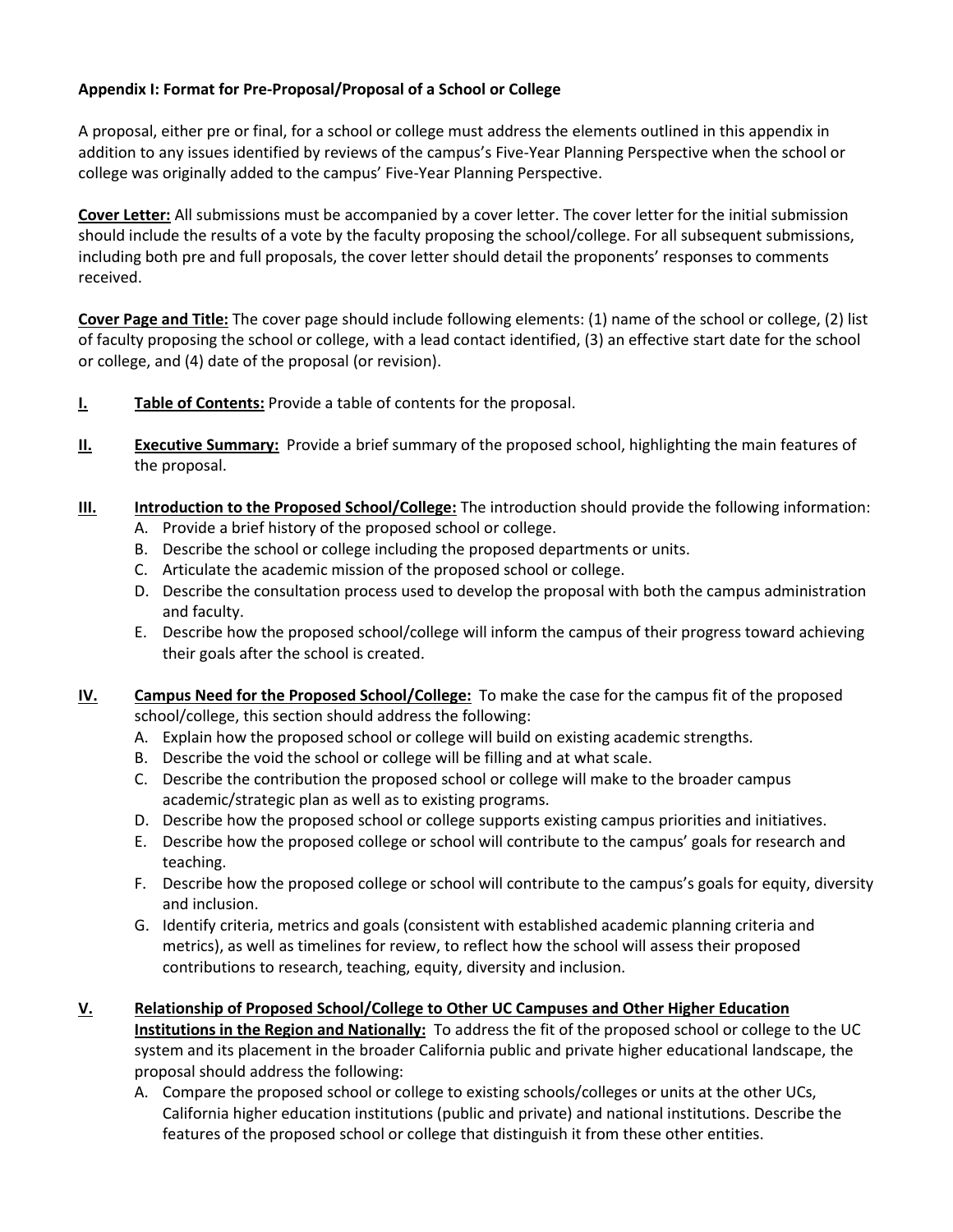**Appendix I: Format for Pre-Proposal/Proposal of a School or College**

A proposal, either pre or final, for a school or college must address the elements outlined in this appendix in addition to any issues identified by reviews of the campus's Five-Year Planning Perspective when the school or college was originally added to the campus' Five-Year Planning Perspective.

**Cover Letter:** All submissions must be accompanied by a cover letter. The cover letter for the initial submission should include the results of a vote by the faculty proposing the school/college. For all subsequent submissions, including both pre and full proposals, the cover letter should detail the proponents' responses to comments received.

**Cover Page and Title:** The cover page should include following elements: (1) name of the school or college, (2) list of faculty proposing the school or college, with a lead contact identified, (3) an effective start date for the school or college, and (4) date of the proposal (or revision).

**I. Table of Contents:** Provide a table of contents for the proposal.

**II. Executive Summary:** Provide a brief summary of the proposed school, highlighting the main features of the proposal.

**III. Introduction to the Proposed School/College:** The introduction should provide the following information:

A. Provide a brief history of the proposed school or college.
B. Describe the school or college including the proposed departments or units.
C. Articulate the academic mission of the proposed school or college.
D. Describe the consultation process used to develop the proposal with both the campus administration and faculty.
E. Describe how the proposed school/college will inform the campus of their progress toward achieving their goals after the school is created.

**IV. Campus Need for the Proposed School/College:** To make the case for the campus fit of the proposed school/college, this section should address the following:

A. Explain how the proposed school or college will build on existing academic strengths.
B. Describe the void the school or college will be filling and at what scale.
C. Describe the contribution the proposed school or college will make to the broader campus academic/strategic plan as well as to existing programs.
D. Describe how the proposed school or college supports existing campus priorities and initiatives.
E. Describe how the proposed college or school will contribute to the campus' goals for research and teaching.
F. Describe how the proposed college or school will contribute to the campus's goals for equity, diversity and inclusion.
G. Identify criteria, metrics and goals (consistent with established academic planning criteria and metrics), as well as timelines for review, to reflect how the school will assess their proposed contributions to research, teaching, equity, diversity and inclusion.

**V. Relationship of Proposed School/College to Other UC Campuses and Other Higher Education Institutions in the Region and Nationally:** To address the fit of the proposed school or college to the UC system and its placement in the broader California public and private higher educational landscape, the proposal should address the following:

A. Compare the proposed school or college to existing schools/colleges or units at the other UCs, California higher education institutions (public and private) and national institutions. Describe the features of the proposed school or college that distinguish it from these other entities.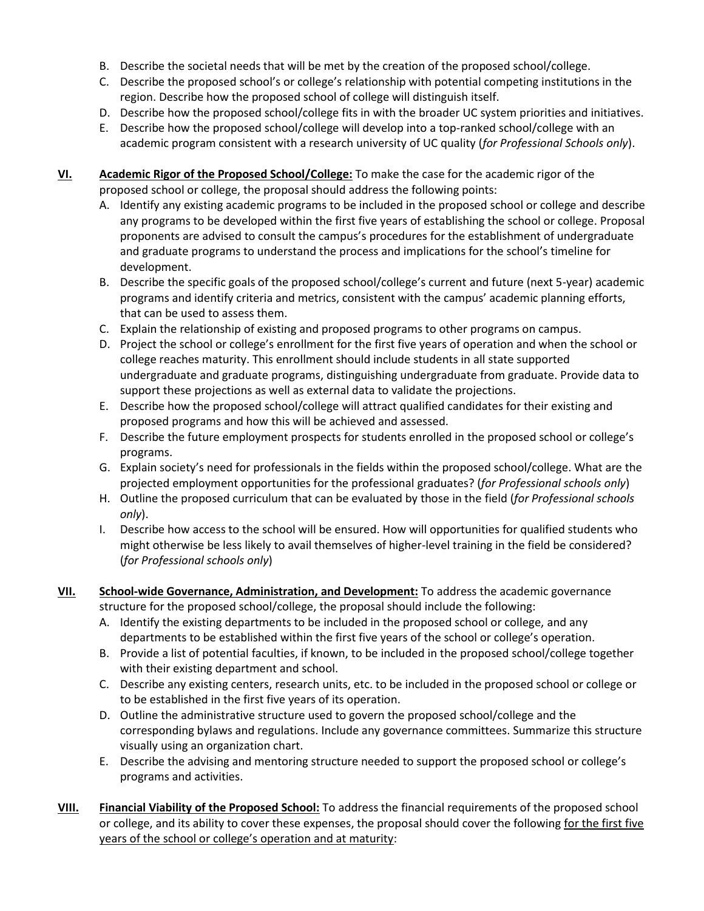B. Describe the societal needs that will be met by the creation of the proposed school/college.
C. Describe the proposed school's or college's relationship with potential competing institutions in the region. Describe how the proposed school of college will distinguish itself.
D. Describe how the proposed school/college fits in with the broader UC system priorities and initiatives.
E. Describe how the proposed school/college will develop into a top-ranked school/college with an academic program consistent with a research university of UC quality (*for Professional Schools only*).

**VI. Academic Rigor of the Proposed School/College:** To make the case for the academic rigor of the proposed school or college, the proposal should address the following points:

A. Identify any existing academic programs to be included in the proposed school or college and describe any programs to be developed within the first five years of establishing the school or college. Proposal proponents are advised to consult the campus's procedures for the establishment of undergraduate and graduate programs to understand the process and implications for the school's timeline for development.
B. Describe the specific goals of the proposed school/college's current and future (next 5-year) academic programs and identify criteria and metrics, consistent with the campus' academic planning efforts, that can be used to assess them.
C. Explain the relationship of existing and proposed programs to other programs on campus.
D. Project the school or college's enrollment for the first five years of operation and when the school or college reaches maturity. This enrollment should include students in all state supported undergraduate and graduate programs, distinguishing undergraduate from graduate. Provide data to support these projections as well as external data to validate the projections.
E. Describe how the proposed school/college will attract qualified candidates for their existing and proposed programs and how this will be achieved and assessed.
F. Describe the future employment prospects for students enrolled in the proposed school or college's programs.
G. Explain society's need for professionals in the fields within the proposed school/college. What are the projected employment opportunities for the professional graduates? (*for Professional schools only*)
H. Outline the proposed curriculum that can be evaluated by those in the field (*for Professional schools only*).
I. Describe how access to the school will be ensured. How will opportunities for qualified students who might otherwise be less likely to avail themselves of higher-level training in the field be considered? (*for Professional schools only*)

**VII. School-wide Governance, Administration, and Development:** To address the academic governance structure for the proposed school/college, the proposal should include the following:

A. Identify the existing departments to be included in the proposed school or college, and any departments to be established within the first five years of the school or college's operation.
B. Provide a list of potential faculties, if known, to be included in the proposed school/college together with their existing department and school.
C. Describe any existing centers, research units, etc. to be included in the proposed school or college or to be established in the first five years of its operation.
D. Outline the administrative structure used to govern the proposed school/college and the corresponding bylaws and regulations. Include any governance committees. Summarize this structure visually using an organization chart.
E. Describe the advising and mentoring structure needed to support the proposed school or college's programs and activities.

**VIII. Financial Viability of the Proposed School:** To address the financial requirements of the proposed school or college, and its ability to cover these expenses, the proposal should cover the following <u>for the first five years of the school or college's operation and at maturity</u>: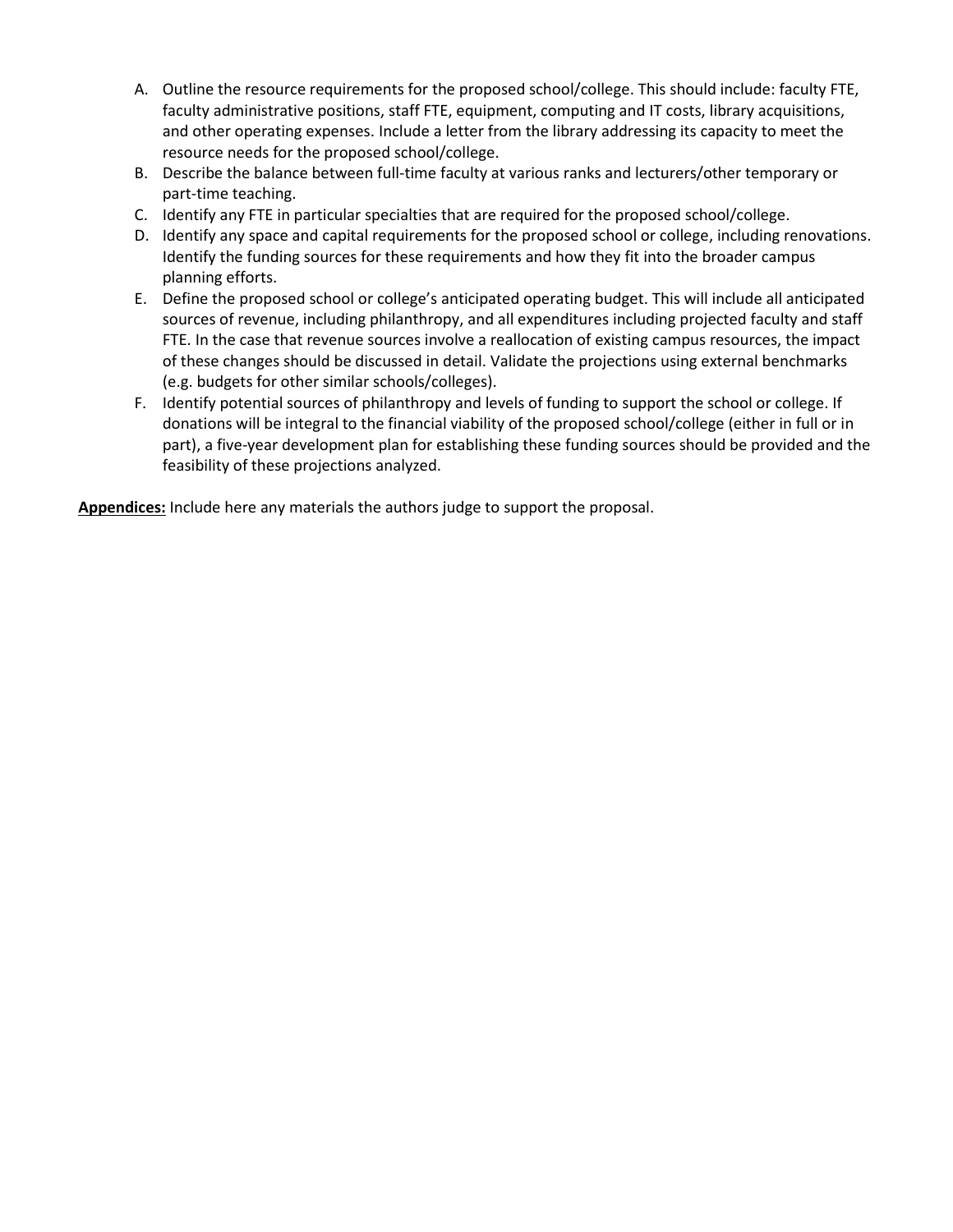A. Outline the resource requirements for the proposed school/college. This should include: faculty FTE, faculty administrative positions, staff FTE, equipment, computing and IT costs, library acquisitions, and other operating expenses. Include a letter from the library addressing its capacity to meet the resource needs for the proposed school/college.
B. Describe the balance between full-time faculty at various ranks and lecturers/other temporary or part-time teaching.
C. Identify any FTE in particular specialties that are required for the proposed school/college.
D. Identify any space and capital requirements for the proposed school or college, including renovations. Identify the funding sources for these requirements and how they fit into the broader campus planning efforts.
E. Define the proposed school or college's anticipated operating budget. This will include all anticipated sources of revenue, including philanthropy, and all expenditures including projected faculty and staff FTE. In the case that revenue sources involve a reallocation of existing campus resources, the impact of these changes should be discussed in detail. Validate the projections using external benchmarks (e.g. budgets for other similar schools/colleges).
F. Identify potential sources of philanthropy and levels of funding to support the school or college. If donations will be integral to the financial viability of the proposed school/college (either in full or in part), a five-year development plan for establishing these funding sources should be provided and the feasibility of these projections analyzed.

**Appendices:** Include here any materials the authors judge to support the proposal.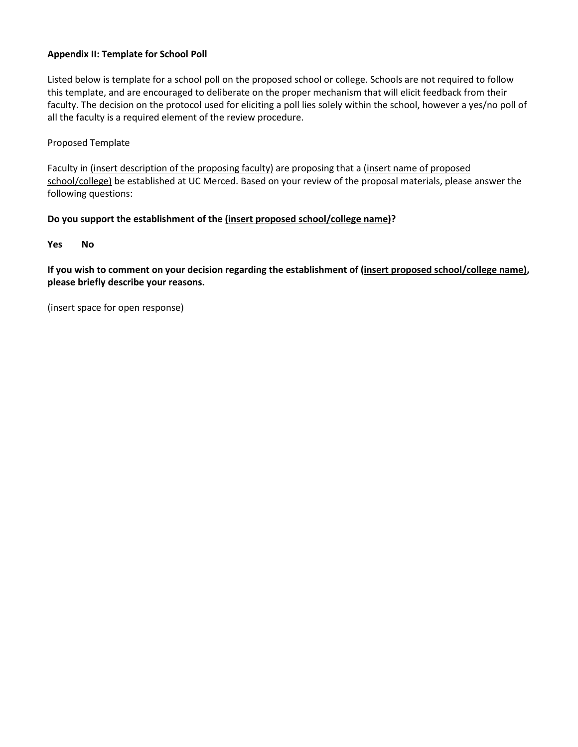**Appendix II: Template for School Poll**

Listed below is template for a school poll on the proposed school or college. Schools are not required to follow this template, and are encouraged to deliberate on the proper mechanism that will elicit feedback from their faculty. The decision on the protocol used for eliciting a poll lies solely within the school, however a yes/no poll of all the faculty is a required element of the review procedure.

Proposed Template

Faculty in <u>(insert description of the proposing faculty)</u> are proposing that a <u>(insert name of proposed school/college)</u> be established at UC Merced. Based on your review of the proposal materials, please answer the following questions:

**Do you support the establishment of the <u>(insert proposed school/college name)</u>?**

**Yes No**

**If you wish to comment on your decision regarding the establishment of <u>(insert proposed school/college name)</u>, please briefly describe your reasons.**

(insert space for open response)